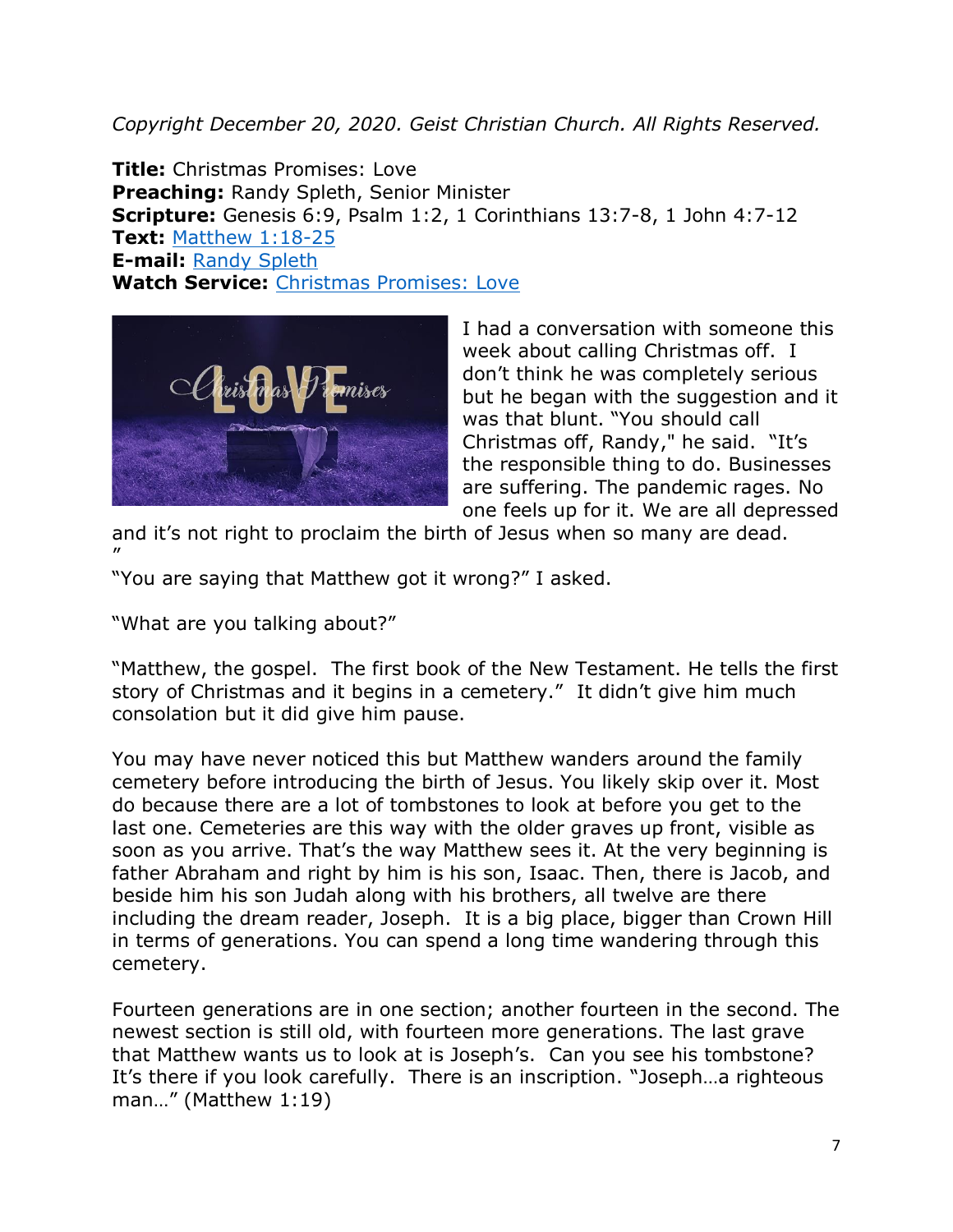*Copyright December 20, 2020. Geist Christian Church. All Rights Reserved.*

**Title:** Christmas Promises: Love
**Preaching:** Randy Spleth, Senior Minister
**Scripture:** Genesis 6:9, Psalm 1:2, 1 Corinthians 13:7-8, 1 John 4:7-12
**Text:** Matthew 1:18-25
**E-mail:** Randy Spleth
**Watch Service:** Christmas Promises: Love

I had a conversation with someone this week about calling Christmas off. I don't think he was completely serious but he began with the suggestion and it was that blunt. "You should call Christmas off, Randy," he said. "It's the responsible thing to do. Businesses are suffering. The pandemic rages. No one feels up for it. We are all depressed and it's not right to proclaim the birth of Jesus when so many are dead. "

"You are saying that Matthew got it wrong?" I asked.

"What are you talking about?"

"Matthew, the gospel. The first book of the New Testament. He tells the first story of Christmas and it begins in a cemetery." It didn't give him much consolation but it did give him pause.

You may have never noticed this but Matthew wanders around the family cemetery before introducing the birth of Jesus. You likely skip over it. Most do because there are a lot of tombstones to look at before you get to the last one. Cemeteries are this way with the older graves up front, visible as soon as you arrive. That's the way Matthew sees it. At the very beginning is father Abraham and right by him is his son, Isaac. Then, there is Jacob, and beside him his son Judah along with his brothers, all twelve are there including the dream reader, Joseph. It is a big place, bigger than Crown Hill in terms of generations. You can spend a long time wandering through this cemetery.

Fourteen generations are in one section; another fourteen in the second. The newest section is still old, with fourteen more generations. The last grave that Matthew wants us to look at is Joseph's. Can you see his tombstone? It's there if you look carefully. There is an inscription. "Joseph…a righteous man…" (Matthew 1:19)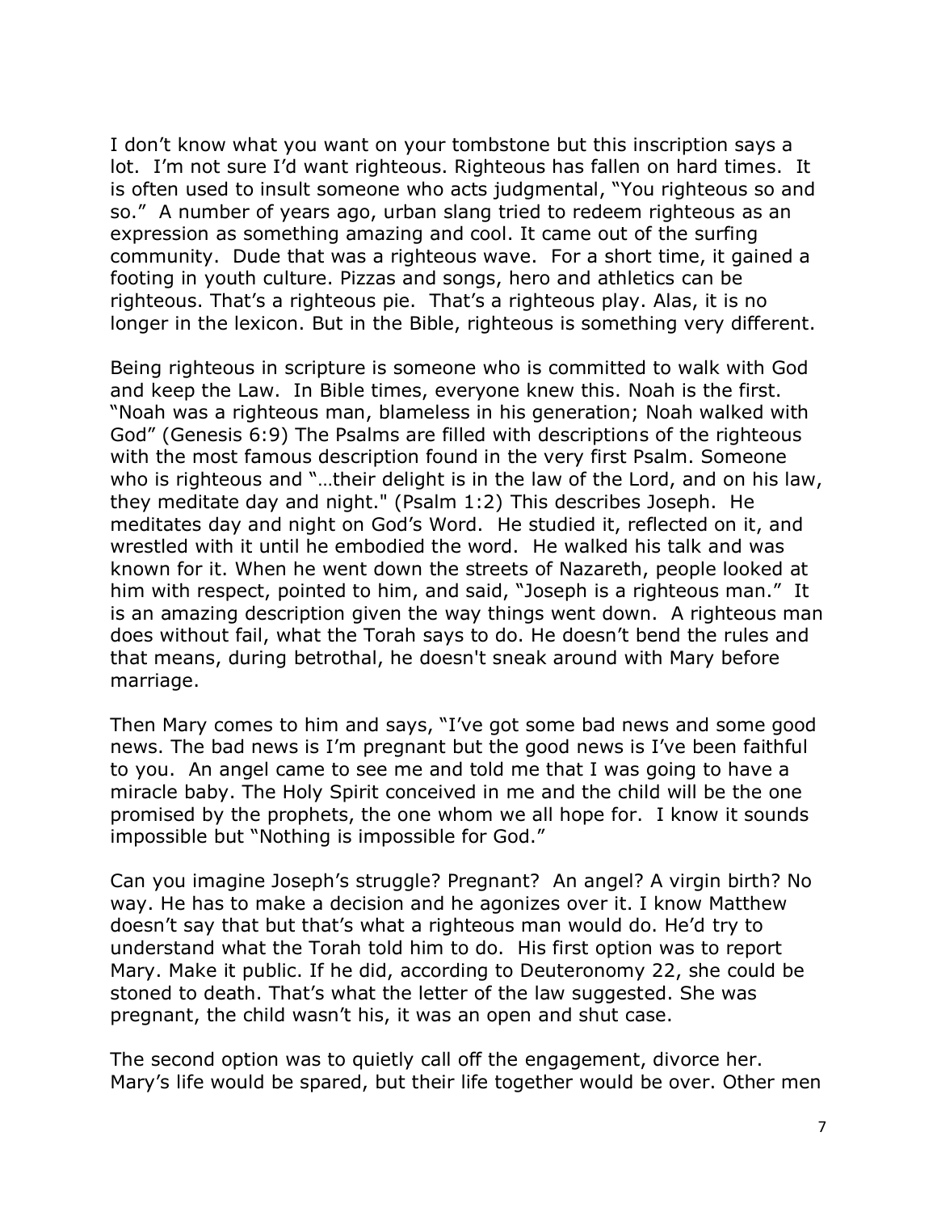I don't know what you want on your tombstone but this inscription says a lot. I'm not sure I'd want righteous. Righteous has fallen on hard times. It is often used to insult someone who acts judgmental, "You righteous so and so." A number of years ago, urban slang tried to redeem righteous as an expression as something amazing and cool. It came out of the surfing community. Dude that was a righteous wave. For a short time, it gained a footing in youth culture. Pizzas and songs, hero and athletics can be righteous. That's a righteous pie. That's a righteous play. Alas, it is no longer in the lexicon. But in the Bible, righteous is something very different.

Being righteous in scripture is someone who is committed to walk with God and keep the Law. In Bible times, everyone knew this. Noah is the first. "Noah was a righteous man, blameless in his generation; Noah walked with God" (Genesis 6:9) The Psalms are filled with descriptions of the righteous with the most famous description found in the very first Psalm. Someone who is righteous and "…their delight is in the law of the Lord, and on his law, they meditate day and night." (Psalm 1:2) This describes Joseph. He meditates day and night on God's Word. He studied it, reflected on it, and wrestled with it until he embodied the word. He walked his talk and was known for it. When he went down the streets of Nazareth, people looked at him with respect, pointed to him, and said, "Joseph is a righteous man." It is an amazing description given the way things went down. A righteous man does without fail, what the Torah says to do. He doesn't bend the rules and that means, during betrothal, he doesn't sneak around with Mary before marriage.

Then Mary comes to him and says, "I've got some bad news and some good news. The bad news is I'm pregnant but the good news is I've been faithful to you. An angel came to see me and told me that I was going to have a miracle baby. The Holy Spirit conceived in me and the child will be the one promised by the prophets, the one whom we all hope for. I know it sounds impossible but "Nothing is impossible for God."

Can you imagine Joseph's struggle? Pregnant? An angel? A virgin birth? No way. He has to make a decision and he agonizes over it. I know Matthew doesn't say that but that's what a righteous man would do. He'd try to understand what the Torah told him to do. His first option was to report Mary. Make it public. If he did, according to Deuteronomy 22, she could be stoned to death. That's what the letter of the law suggested. She was pregnant, the child wasn't his, it was an open and shut case.

The second option was to quietly call off the engagement, divorce her. Mary's life would be spared, but their life together would be over. Other men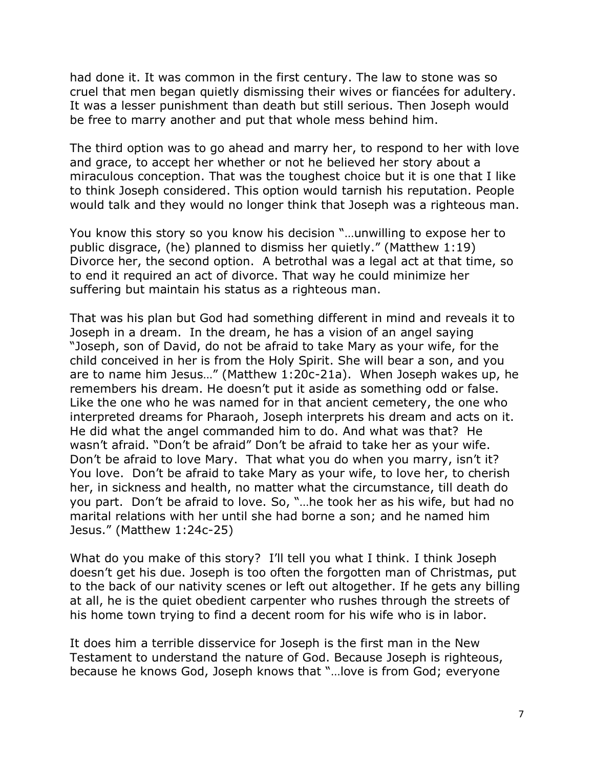had done it. It was common in the first century. The law to stone was so cruel that men began quietly dismissing their wives or fiancées for adultery. It was a lesser punishment than death but still serious. Then Joseph would be free to marry another and put that whole mess behind him.

The third option was to go ahead and marry her, to respond to her with love and grace, to accept her whether or not he believed her story about a miraculous conception. That was the toughest choice but it is one that I like to think Joseph considered. This option would tarnish his reputation. People would talk and they would no longer think that Joseph was a righteous man.

You know this story so you know his decision "…unwilling to expose her to public disgrace, (he) planned to dismiss her quietly." (Matthew 1:19) Divorce her, the second option. A betrothal was a legal act at that time, so to end it required an act of divorce. That way he could minimize her suffering but maintain his status as a righteous man.

That was his plan but God had something different in mind and reveals it to Joseph in a dream. In the dream, he has a vision of an angel saying "Joseph, son of David, do not be afraid to take Mary as your wife, for the child conceived in her is from the Holy Spirit. She will bear a son, and you are to name him Jesus…" (Matthew 1:20c-21a). When Joseph wakes up, he remembers his dream. He doesn't put it aside as something odd or false. Like the one who he was named for in that ancient cemetery, the one who interpreted dreams for Pharaoh, Joseph interprets his dream and acts on it. He did what the angel commanded him to do. And what was that? He wasn't afraid. "Don't be afraid" Don't be afraid to take her as your wife. Don't be afraid to love Mary. That what you do when you marry, isn't it? You love. Don't be afraid to take Mary as your wife, to love her, to cherish her, in sickness and health, no matter what the circumstance, till death do you part. Don't be afraid to love. So, "…he took her as his wife, but had no marital relations with her until she had borne a son; and he named him Jesus." (Matthew 1:24c-25)

What do you make of this story? I'll tell you what I think. I think Joseph doesn't get his due. Joseph is too often the forgotten man of Christmas, put to the back of our nativity scenes or left out altogether. If he gets any billing at all, he is the quiet obedient carpenter who rushes through the streets of his home town trying to find a decent room for his wife who is in labor.

It does him a terrible disservice for Joseph is the first man in the New Testament to understand the nature of God. Because Joseph is righteous, because he knows God, Joseph knows that "…love is from God; everyone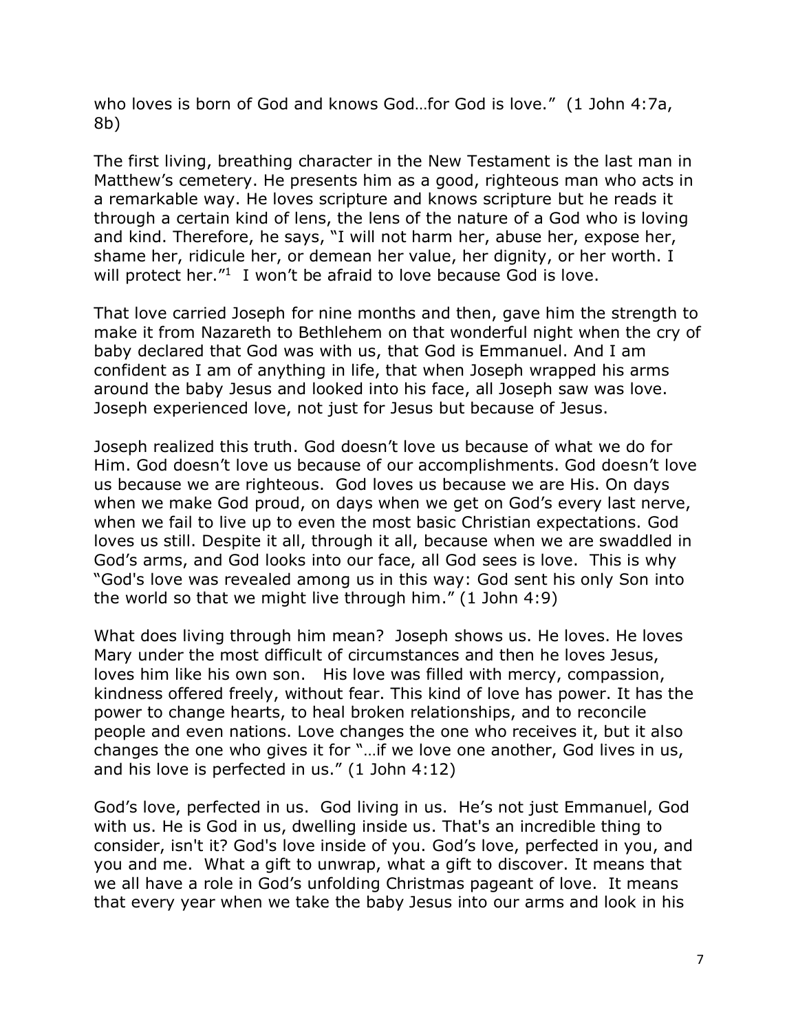who loves is born of God and knows God…for God is love." (1 John 4:7a, 8b)

The first living, breathing character in the New Testament is the last man in Matthew's cemetery. He presents him as a good, righteous man who acts in a remarkable way. He loves scripture and knows scripture but he reads it through a certain kind of lens, the lens of the nature of a God who is loving and kind. Therefore, he says, "I will not harm her, abuse her, expose her, shame her, ridicule her, or demean her value, her dignity, or her worth. I will protect her."[1] I won't be afraid to love because God is love.

That love carried Joseph for nine months and then, gave him the strength to make it from Nazareth to Bethlehem on that wonderful night when the cry of baby declared that God was with us, that God is Emmanuel. And I am confident as I am of anything in life, that when Joseph wrapped his arms around the baby Jesus and looked into his face, all Joseph saw was love. Joseph experienced love, not just for Jesus but because of Jesus.

Joseph realized this truth. God doesn't love us because of what we do for Him. God doesn't love us because of our accomplishments. God doesn't love us because we are righteous. God loves us because we are His. On days when we make God proud, on days when we get on God's every last nerve, when we fail to live up to even the most basic Christian expectations. God loves us still. Despite it all, through it all, because when we are swaddled in God's arms, and God looks into our face, all God sees is love. This is why "God's love was revealed among us in this way: God sent his only Son into the world so that we might live through him." (1 John 4:9)

What does living through him mean? Joseph shows us. He loves. He loves Mary under the most difficult of circumstances and then he loves Jesus, loves him like his own son. His love was filled with mercy, compassion, kindness offered freely, without fear. This kind of love has power. It has the power to change hearts, to heal broken relationships, and to reconcile people and even nations. Love changes the one who receives it, but it also changes the one who gives it for "…if we love one another, God lives in us, and his love is perfected in us." (1 John 4:12)

God's love, perfected in us. God living in us. He's not just Emmanuel, God with us. He is God in us, dwelling inside us. That's an incredible thing to consider, isn't it? God's love inside of you. God's love, perfected in you, and you and me. What a gift to unwrap, what a gift to discover. It means that we all have a role in God's unfolding Christmas pageant of love. It means that every year when we take the baby Jesus into our arms and look in his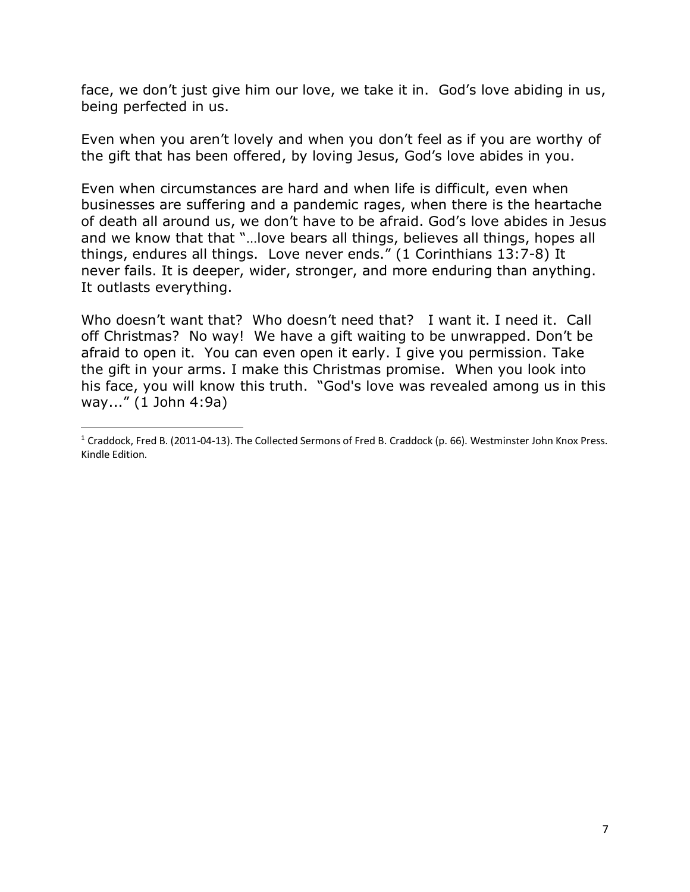face, we don't just give him our love, we take it in. God's love abiding in us, being perfected in us.

Even when you aren't lovely and when you don't feel as if you are worthy of the gift that has been offered, by loving Jesus, God's love abides in you.

Even when circumstances are hard and when life is difficult, even when businesses are suffering and a pandemic rages, when there is the heartache of death all around us, we don't have to be afraid. God's love abides in Jesus and we know that that "…love bears all things, believes all things, hopes all things, endures all things. Love never ends." (1 Corinthians 13:7-8) It never fails. It is deeper, wider, stronger, and more enduring than anything. It outlasts everything.

Who doesn't want that? Who doesn't need that? I want it. I need it. Call off Christmas? No way! We have a gift waiting to be unwrapped. Don't be afraid to open it. You can even open it early. I give you permission. Take the gift in your arms. I make this Christmas promise. When you look into his face, you will know this truth. "God's love was revealed among us in this way..." (1 John 4:9a)

---

[1] Craddock, Fred B. (2011-04-13). The Collected Sermons of Fred B. Craddock (p. 66). Westminster John Knox Press. Kindle Edition.